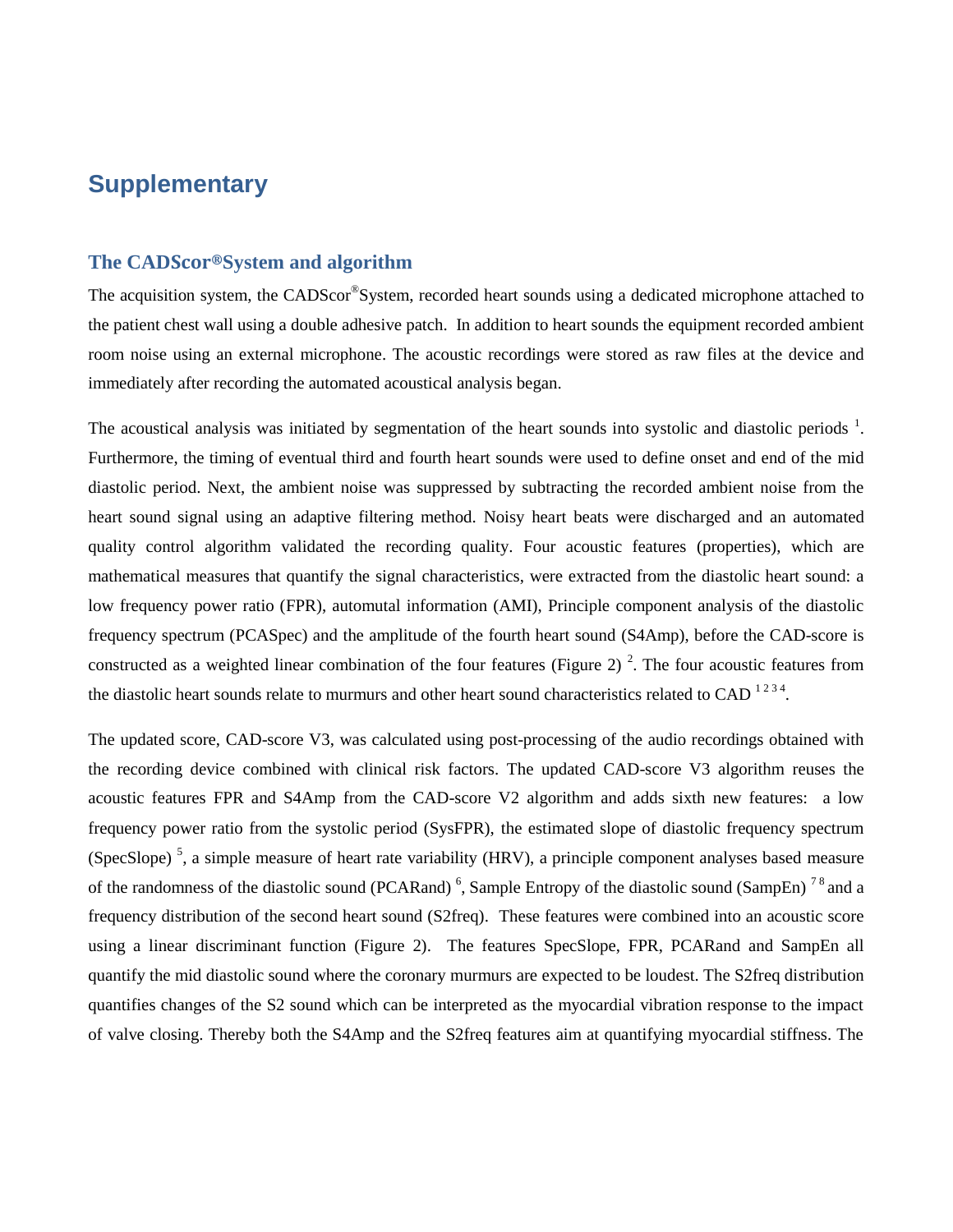# Supplementary

## The CADScor®System and algorithm

The acquisition system, the CADScor®System, recorded heart sounds using a dedicated microphone attached to the patient chest wall using a double adhesive patch. In addition to heart sounds the equipment recorded ambient room noise using an external microphone. The acoustic recordings were stored as raw files at the device and immediately after recording the automated acoustical analysis began.

The acoustical analysis was initiated by segmentation of the heart sounds into systolic and diastolic periods [1]. Furthermore, the timing of eventual third and fourth heart sounds were used to define onset and end of the mid diastolic period. Next, the ambient noise was suppressed by subtracting the recorded ambient noise from the heart sound signal using an adaptive filtering method. Noisy heart beats were discharged and an automated quality control algorithm validated the recording quality. Four acoustic features (properties), which are mathematical measures that quantify the signal characteristics, were extracted from the diastolic heart sound: a low frequency power ratio (FPR), automutal information (AMI), Principle component analysis of the diastolic frequency spectrum (PCASpec) and the amplitude of the fourth heart sound (S4Amp), before the CAD-score is constructed as a weighted linear combination of the four features (Figure 2) [2]. The four acoustic features from the diastolic heart sounds relate to murmurs and other heart sound characteristics related to CAD [1 2 3 4].

The updated score, CAD-score V3, was calculated using post-processing of the audio recordings obtained with the recording device combined with clinical risk factors. The updated CAD-score V3 algorithm reuses the acoustic features FPR and S4Amp from the CAD-score V2 algorithm and adds sixth new features: a low frequency power ratio from the systolic period (SysFPR), the estimated slope of diastolic frequency spectrum (SpecSlope) [5], a simple measure of heart rate variability (HRV), a principle component analyses based measure of the randomness of the diastolic sound (PCARand) [6], Sample Entropy of the diastolic sound (SampEn) [7 8] and a frequency distribution of the second heart sound (S2freq). These features were combined into an acoustic score using a linear discriminant function (Figure 2). The features SpecSlope, FPR, PCARand and SampEn all quantify the mid diastolic sound where the coronary murmurs are expected to be loudest. The S2freq distribution quantifies changes of the S2 sound which can be interpreted as the myocardial vibration response to the impact of valve closing. Thereby both the S4Amp and the S2freq features aim at quantifying myocardial stiffness. The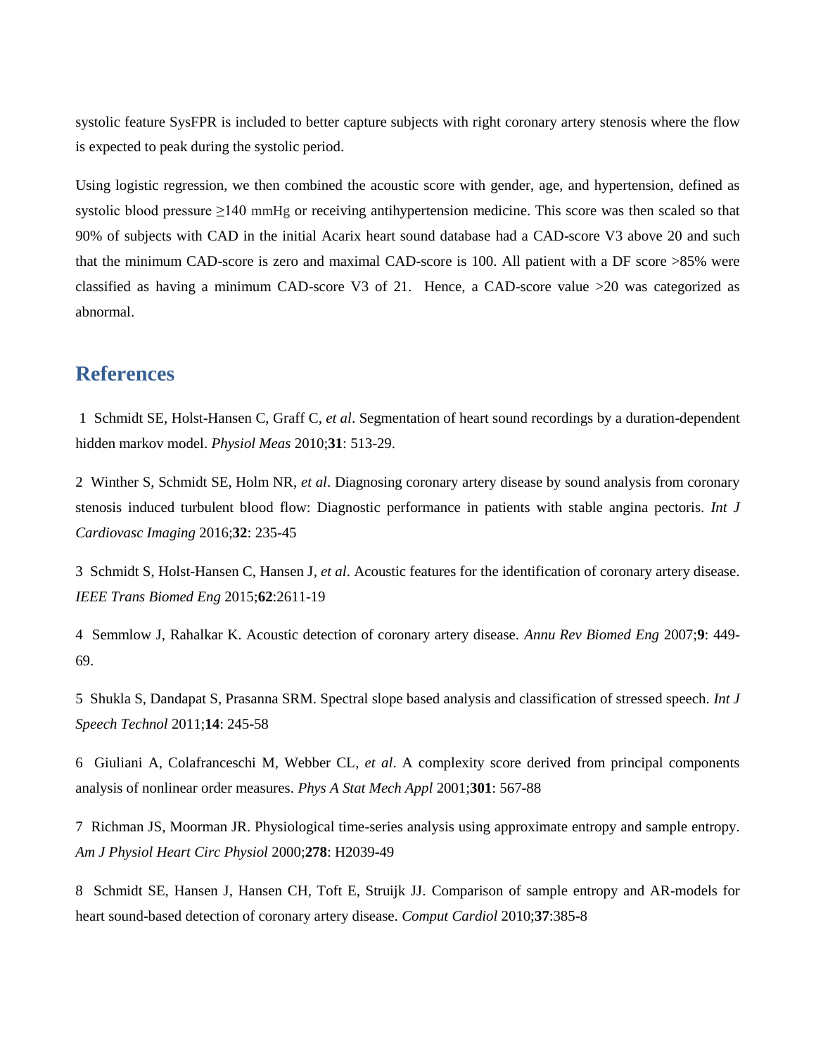systolic feature SysFPR is included to better capture subjects with right coronary artery stenosis where the flow is expected to peak during the systolic period.

Using logistic regression, we then combined the acoustic score with gender, age, and hypertension, defined as systolic blood pressure ≥140 mmHg or receiving antihypertension medicine. This score was then scaled so that 90% of subjects with CAD in the initial Acarix heart sound database had a CAD-score V3 above 20 and such that the minimum CAD-score is zero and maximal CAD-score is 100. All patient with a DF score >85% were classified as having a minimum CAD-score V3 of 21. Hence, a CAD-score value >20 was categorized as abnormal.

## References

1 Schmidt SE, Holst-Hansen C, Graff C, *et al*. Segmentation of heart sound recordings by a duration-dependent hidden markov model. *Physiol Meas* 2010;**31**: 513-29.

2 Winther S, Schmidt SE, Holm NR, *et al*. Diagnosing coronary artery disease by sound analysis from coronary stenosis induced turbulent blood flow: Diagnostic performance in patients with stable angina pectoris. *Int J Cardiovasc Imaging* 2016;**32**: 235-45

3 Schmidt S, Holst-Hansen C, Hansen J, *et al*. Acoustic features for the identification of coronary artery disease. *IEEE Trans Biomed Eng* 2015;**62**:2611-19

4 Semmlow J, Rahalkar K. Acoustic detection of coronary artery disease. *Annu Rev Biomed Eng* 2007;**9**: 449-69.

5 Shukla S, Dandapat S, Prasanna SRM. Spectral slope based analysis and classification of stressed speech. *Int J Speech Technol* 2011;**14**: 245-58

6 Giuliani A, Colafranceschi M, Webber CL, *et al*. A complexity score derived from principal components analysis of nonlinear order measures. *Phys A Stat Mech Appl* 2001;**301**: 567-88

7 Richman JS, Moorman JR. Physiological time-series analysis using approximate entropy and sample entropy. *Am J Physiol Heart Circ Physiol* 2000;**278**: H2039-49

8 Schmidt SE, Hansen J, Hansen CH, Toft E, Struijk JJ. Comparison of sample entropy and AR-models for heart sound-based detection of coronary artery disease. *Comput Cardiol* 2010;**37**:385-8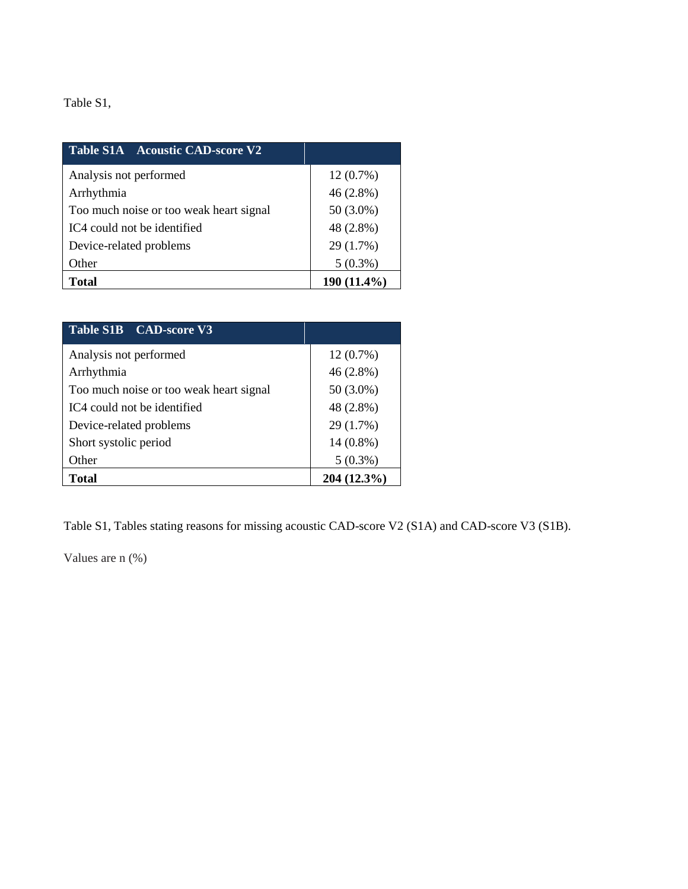Table S1,

| Table S1A Acoustic CAD-score V2 | |
|---|---|
| Analysis not performed | 12 (0.7%) |
| Arrhythmia | 46 (2.8%) |
| Too much noise or too weak heart signal | 50 (3.0%) |
| IC4 could not be identified | 48 (2.8%) |
| Device-related problems | 29 (1.7%) |
| Other | 5 (0.3%) |
| **Total** | **190 (11.4%)** |

| Table S1B CAD-score V3 | |
|---|---|
| Analysis not performed | 12 (0.7%) |
| Arrhythmia | 46 (2.8%) |
| Too much noise or too weak heart signal | 50 (3.0%) |
| IC4 could not be identified | 48 (2.8%) |
| Device-related problems | 29 (1.7%) |
| Short systolic period | 14 (0.8%) |
| Other | 5 (0.3%) |
| **Total** | **204 (12.3%)** |

Table S1, Tables stating reasons for missing acoustic CAD-score V2 (S1A) and CAD-score V3 (S1B).

Values are n (%)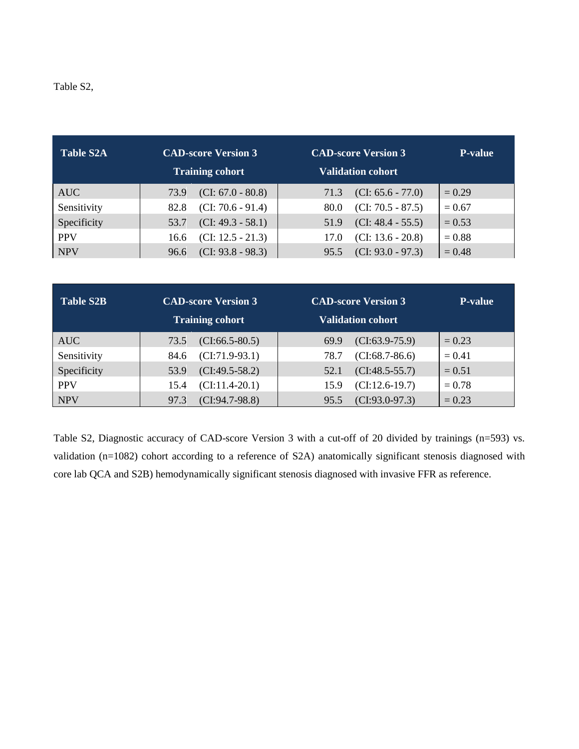Table S2,

| Table S2A | CAD-score Version 3 Training cohort | CAD-score Version 3 Validation cohort | P-value |
|---|---|---|---|
| AUC | 73.9 (CI: 67.0 - 80.8) | 71.3 (CI: 65.6 - 77.0) | = 0.29 |
| Sensitivity | 82.8 (CI: 70.6 - 91.4) | 80.0 (CI: 70.5 - 87.5) | = 0.67 |
| Specificity | 53.7 (CI: 49.3 - 58.1) | 51.9 (CI: 48.4 - 55.5) | = 0.53 |
| PPV | 16.6 (CI: 12.5 - 21.3) | 17.0 (CI: 13.6 - 20.8) | = 0.88 |
| NPV | 96.6 (CI: 93.8 - 98.3) | 95.5 (CI: 93.0 - 97.3) | = 0.48 |

| Table S2B | CAD-score Version 3 Training cohort | CAD-score Version 3 Validation cohort | P-value |
|---|---|---|---|
| AUC | 73.5 (CI:66.5-80.5) | 69.9 (CI:63.9-75.9) | = 0.23 |
| Sensitivity | 84.6 (CI:71.9-93.1) | 78.7 (CI:68.7-86.6) | = 0.41 |
| Specificity | 53.9 (CI:49.5-58.2) | 52.1 (CI:48.5-55.7) | = 0.51 |
| PPV | 15.4 (CI:11.4-20.1) | 15.9 (CI:12.6-19.7) | = 0.78 |
| NPV | 97.3 (CI:94.7-98.8) | 95.5 (CI:93.0-97.3) | = 0.23 |

Table S2, Diagnostic accuracy of CAD-score Version 3 with a cut-off of 20 divided by trainings (n=593) vs. validation (n=1082) cohort according to a reference of S2A) anatomically significant stenosis diagnosed with core lab QCA and S2B) hemodynamically significant stenosis diagnosed with invasive FFR as reference.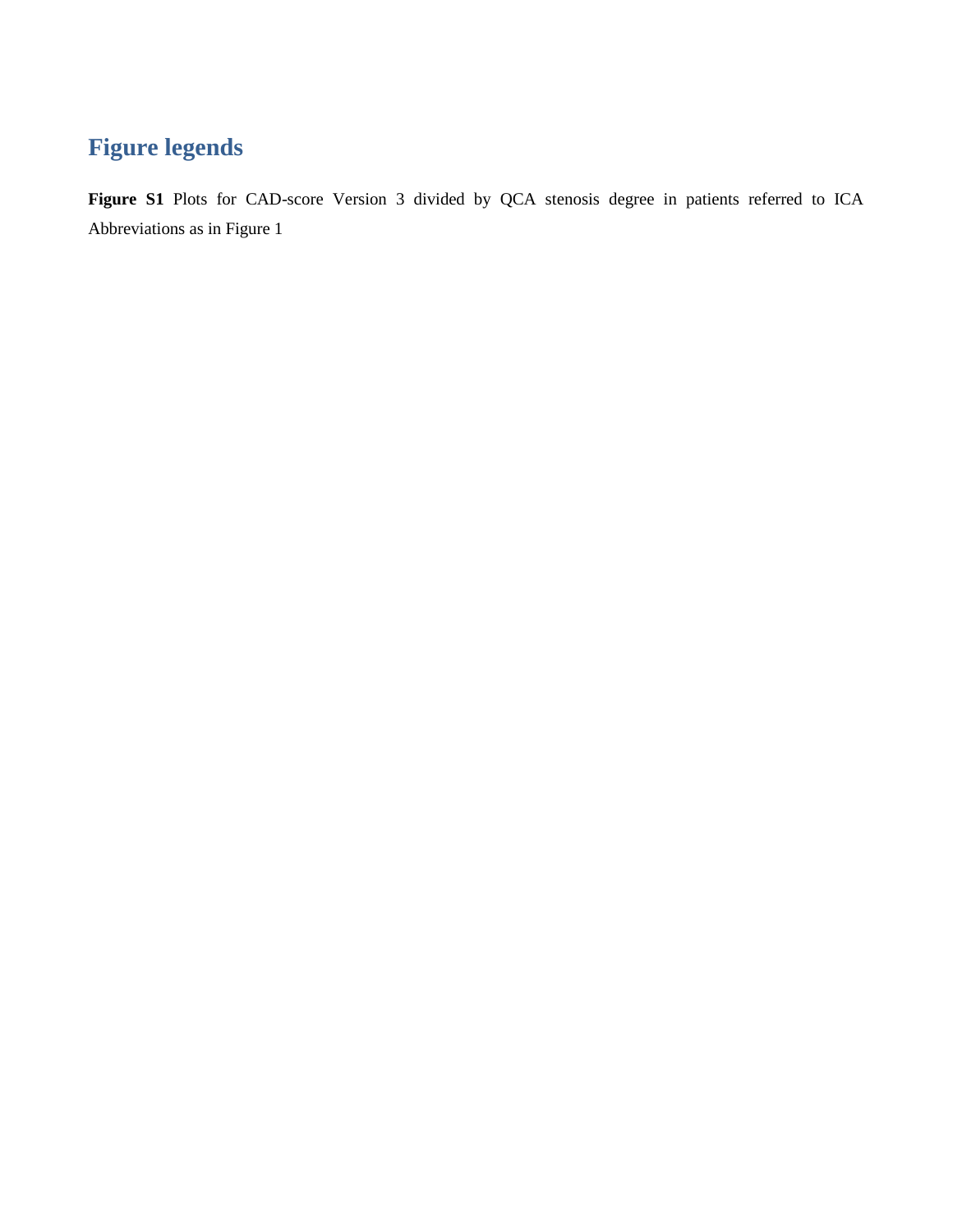# Figure legends

**Figure S1** Plots for CAD-score Version 3 divided by QCA stenosis degree in patients referred to ICA Abbreviations as in Figure 1